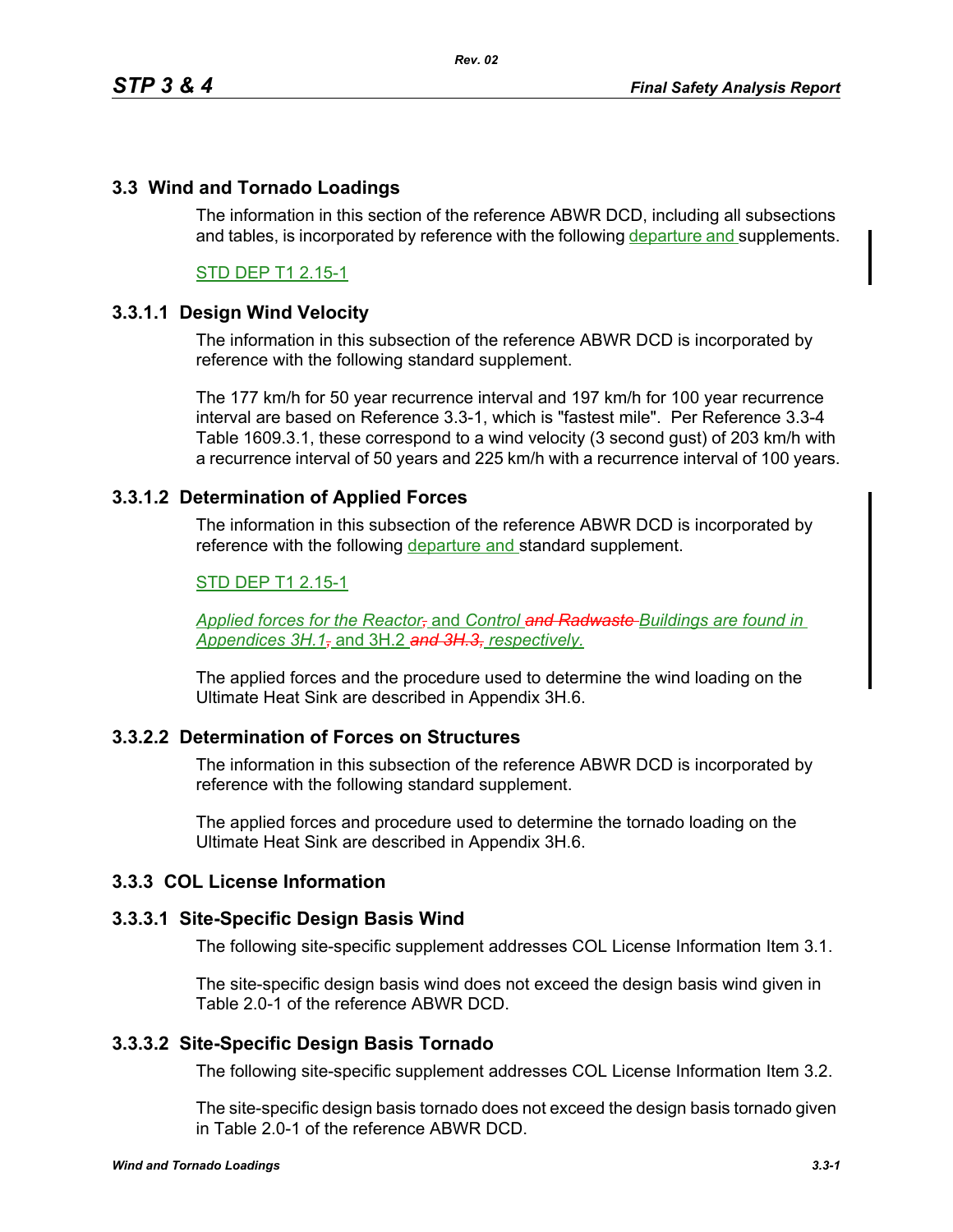## 3.3 Wind and Tornado Loadings

The information in this section of the reference ABWR DCD, including all subsections and tables, is incorporated by reference with the following departure and supplements.

STD DEP T1 2.15-1

### 3.3.1.1 Design Wind Velocity

The information in this subsection of the reference ABWR DCD is incorporated by reference with the following standard supplement.

The 177 km/h for 50 year recurrence interval and 197 km/h for 100 year recurrence interval are based on Reference 3.3-1, which is "fastest mile". Per Reference 3.3-4 Table 1609.3.1, these correspond to a wind velocity (3 second gust) of 203 km/h with a recurrence interval of 50 years and 225 km/h with a recurrence interval of 100 years.

### 3.3.1.2 Determination of Applied Forces

The information in this subsection of the reference ABWR DCD is incorporated by reference with the following departure and standard supplement.

STD DEP T1 2.15-1

*Applied forces for the Reactor, and Control ~~and Radwaste~~ Buildings are found in Appendices 3H.1, and 3H.2 ~~and 3H.3,~~ respectively.*

The applied forces and the procedure used to determine the wind loading on the Ultimate Heat Sink are described in Appendix 3H.6.

### 3.3.2.2 Determination of Forces on Structures

The information in this subsection of the reference ABWR DCD is incorporated by reference with the following standard supplement.

The applied forces and procedure used to determine the tornado loading on the Ultimate Heat Sink are described in Appendix 3H.6.

## 3.3.3 COL License Information

### 3.3.3.1 Site-Specific Design Basis Wind

The following site-specific supplement addresses COL License Information Item 3.1.

The site-specific design basis wind does not exceed the design basis wind given in Table 2.0-1 of the reference ABWR DCD.

### 3.3.3.2 Site-Specific Design Basis Tornado

The following site-specific supplement addresses COL License Information Item 3.2.

The site-specific design basis tornado does not exceed the design basis tornado given in Table 2.0-1 of the reference ABWR DCD.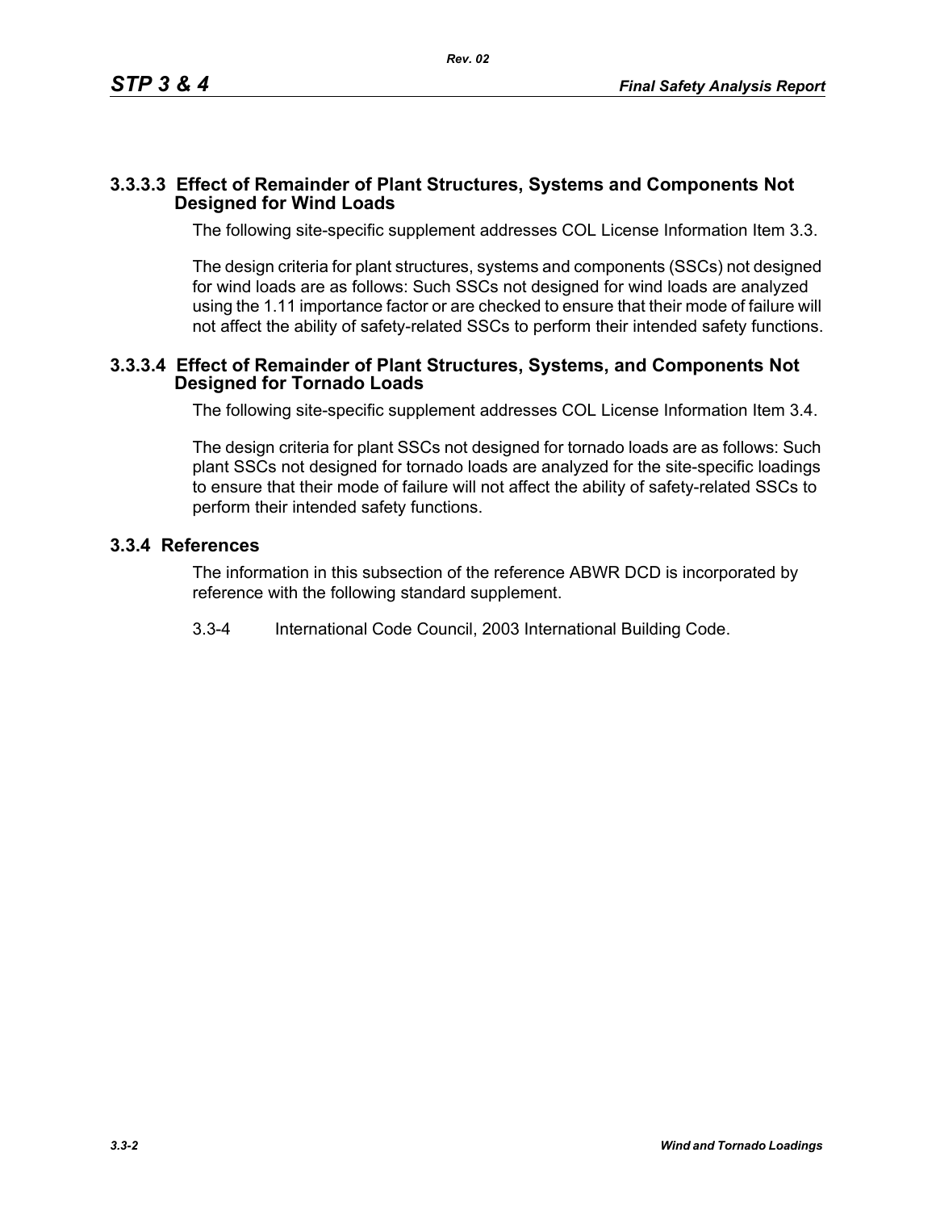### 3.3.3.3 Effect of Remainder of Plant Structures, Systems and Components Not Designed for Wind Loads

The following site-specific supplement addresses COL License Information Item 3.3.

The design criteria for plant structures, systems and components (SSCs) not designed for wind loads are as follows: Such SSCs not designed for wind loads are analyzed using the 1.11 importance factor or are checked to ensure that their mode of failure will not affect the ability of safety-related SSCs to perform their intended safety functions.

### 3.3.3.4 Effect of Remainder of Plant Structures, Systems, and Components Not Designed for Tornado Loads

The following site-specific supplement addresses COL License Information Item 3.4.

The design criteria for plant SSCs not designed for tornado loads are as follows: Such plant SSCs not designed for tornado loads are analyzed for the site-specific loadings to ensure that their mode of failure will not affect the ability of safety-related SSCs to perform their intended safety functions.

## 3.3.4 References

The information in this subsection of the reference ABWR DCD is incorporated by reference with the following standard supplement.

3.3-4 International Code Council, 2003 International Building Code.